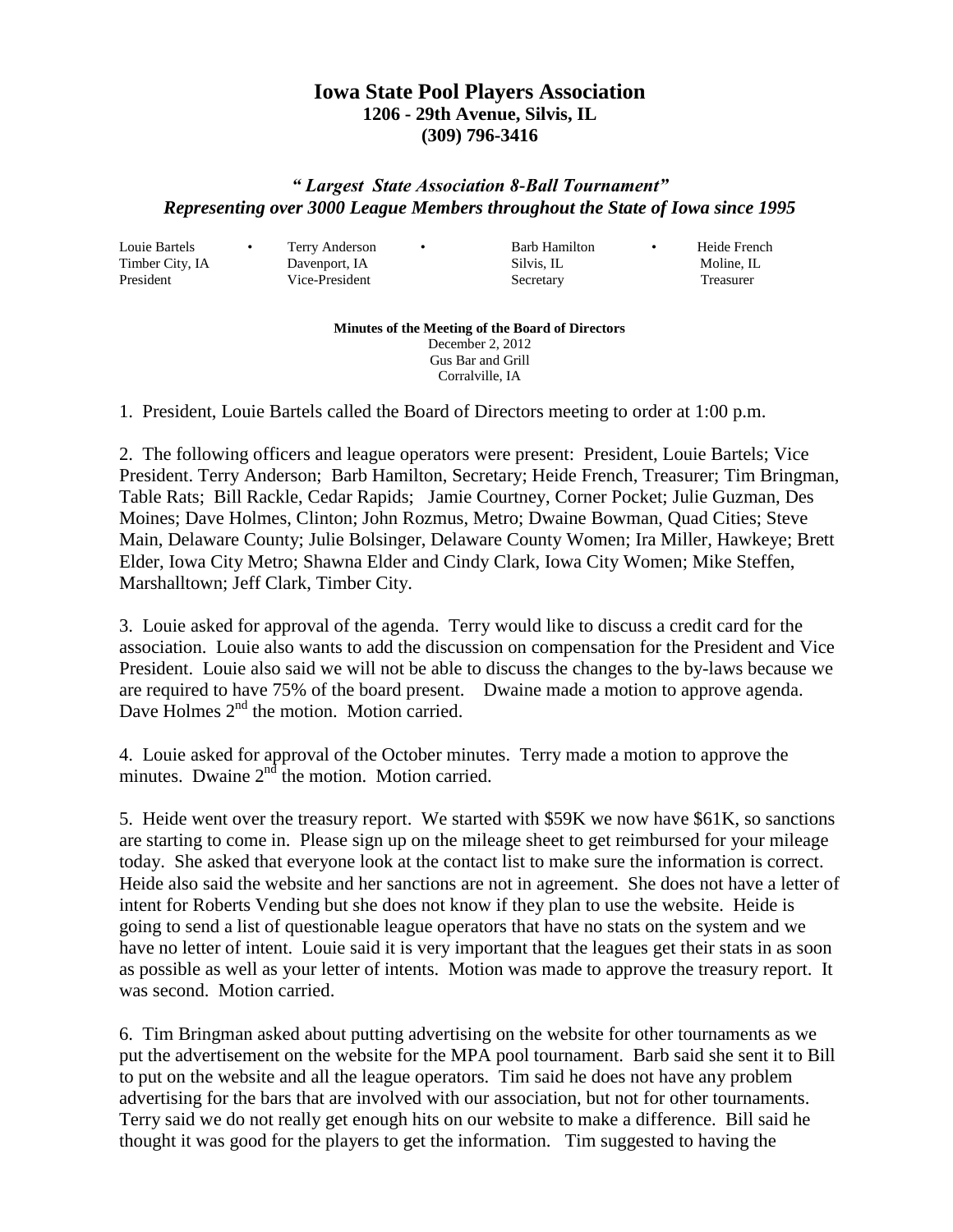# Iowa State Pool Players Association

**1206 - 29th Avenue, Silvis, IL**
**(309) 796-3416**

***" Largest State Association 8-Ball Tournament"***
***Representing over 3000 League Members throughout the State of Iowa since 1995***

| Louie Bartels | • | Terry Anderson | • | Barb Hamilton | • | Heide French |
|---|---|---|---|---|---|---|
| Timber City, IA | | Davenport, IA | | Silvis, IL | | Moline, IL |
| President | | Vice-President | | Secretary | | Treasurer |

**Minutes of the Meeting of the Board of Directors**
December 2, 2012
Gus Bar and Grill
Corralville, IA

1. President, Louie Bartels called the Board of Directors meeting to order at 1:00 p.m.

2. The following officers and league operators were present: President, Louie Bartels; Vice President. Terry Anderson; Barb Hamilton, Secretary; Heide French, Treasurer; Tim Bringman, Table Rats; Bill Rackle, Cedar Rapids; Jamie Courtney, Corner Pocket; Julie Guzman, Des Moines; Dave Holmes, Clinton; John Rozmus, Metro; Dwaine Bowman, Quad Cities; Steve Main, Delaware County; Julie Bolsinger, Delaware County Women; Ira Miller, Hawkeye; Brett Elder, Iowa City Metro; Shawna Elder and Cindy Clark, Iowa City Women; Mike Steffen, Marshalltown; Jeff Clark, Timber City.

3. Louie asked for approval of the agenda. Terry would like to discuss a credit card for the association. Louie also wants to add the discussion on compensation for the President and Vice President. Louie also said we will not be able to discuss the changes to the by-laws because we are required to have 75% of the board present. Dwaine made a motion to approve agenda. Dave Holmes 2nd the motion. Motion carried.

4. Louie asked for approval of the October minutes. Terry made a motion to approve the minutes. Dwaine 2nd the motion. Motion carried.

5. Heide went over the treasury report. We started with $59K we now have $61K, so sanctions are starting to come in. Please sign up on the mileage sheet to get reimbursed for your mileage today. She asked that everyone look at the contact list to make sure the information is correct. Heide also said the website and her sanctions are not in agreement. She does not have a letter of intent for Roberts Vending but she does not know if they plan to use the website. Heide is going to send a list of questionable league operators that have no stats on the system and we have no letter of intent. Louie said it is very important that the leagues get their stats in as soon as possible as well as your letter of intents. Motion was made to approve the treasury report. It was second. Motion carried.

6. Tim Bringman asked about putting advertising on the website for other tournaments as we put the advertisement on the website for the MPA pool tournament. Barb said she sent it to Bill to put on the website and all the league operators. Tim said he does not have any problem advertising for the bars that are involved with our association, but not for other tournaments. Terry said we do not really get enough hits on our website to make a difference. Bill said he thought it was good for the players to get the information. Tim suggested to having the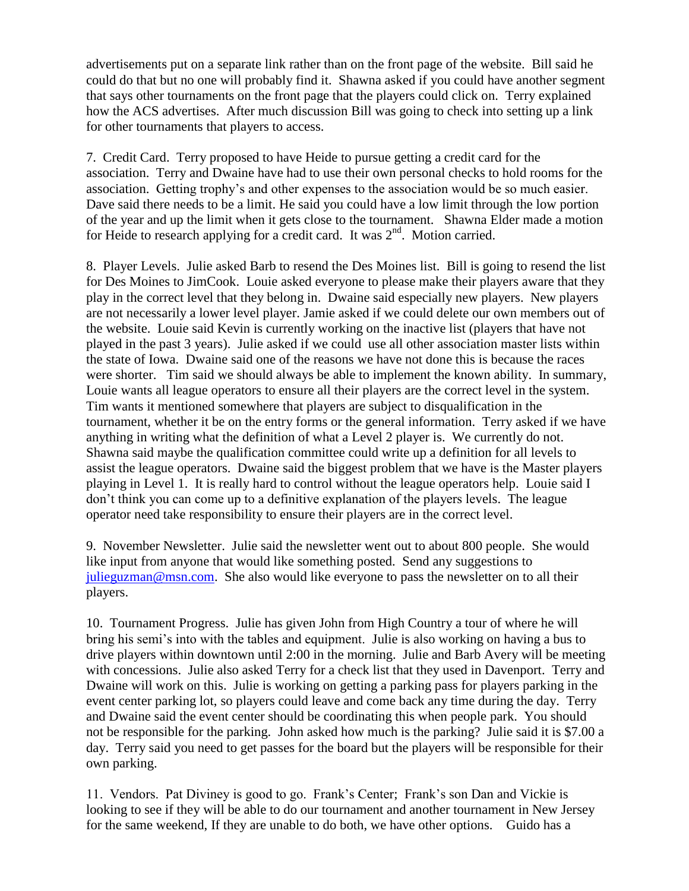advertisements put on a separate link rather than on the front page of the website. Bill said he could do that but no one will probably find it. Shawna asked if you could have another segment that says other tournaments on the front page that the players could click on. Terry explained how the ACS advertises. After much discussion Bill was going to check into setting up a link for other tournaments that players to access.

7. Credit Card. Terry proposed to have Heide to pursue getting a credit card for the association. Terry and Dwaine have had to use their own personal checks to hold rooms for the association. Getting trophy's and other expenses to the association would be so much easier. Dave said there needs to be a limit. He said you could have a low limit through the low portion of the year and up the limit when it gets close to the tournament. Shawna Elder made a motion for Heide to research applying for a credit card. It was 2nd. Motion carried.

8. Player Levels. Julie asked Barb to resend the Des Moines list. Bill is going to resend the list for Des Moines to JimCook. Louie asked everyone to please make their players aware that they play in the correct level that they belong in. Dwaine said especially new players. New players are not necessarily a lower level player. Jamie asked if we could delete our own members out of the website. Louie said Kevin is currently working on the inactive list (players that have not played in the past 3 years). Julie asked if we could use all other association master lists within the state of Iowa. Dwaine said one of the reasons we have not done this is because the races were shorter. Tim said we should always be able to implement the known ability. In summary, Louie wants all league operators to ensure all their players are the correct level in the system. Tim wants it mentioned somewhere that players are subject to disqualification in the tournament, whether it be on the entry forms or the general information. Terry asked if we have anything in writing what the definition of what a Level 2 player is. We currently do not. Shawna said maybe the qualification committee could write up a definition for all levels to assist the league operators. Dwaine said the biggest problem that we have is the Master players playing in Level 1. It is really hard to control without the league operators help. Louie said I don't think you can come up to a definitive explanation of the players levels. The league operator need take responsibility to ensure their players are in the correct level.

9. November Newsletter. Julie said the newsletter went out to about 800 people. She would like input from anyone that would like something posted. Send any suggestions to julieguzman@msn.com. She also would like everyone to pass the newsletter on to all their players.

10. Tournament Progress. Julie has given John from High Country a tour of where he will bring his semi's into with the tables and equipment. Julie is also working on having a bus to drive players within downtown until 2:00 in the morning. Julie and Barb Avery will be meeting with concessions. Julie also asked Terry for a check list that they used in Davenport. Terry and Dwaine will work on this. Julie is working on getting a parking pass for players parking in the event center parking lot, so players could leave and come back any time during the day. Terry and Dwaine said the event center should be coordinating this when people park. You should not be responsible for the parking. John asked how much is the parking? Julie said it is $7.00 a day. Terry said you need to get passes for the board but the players will be responsible for their own parking.

11. Vendors. Pat Diviney is good to go. Frank's Center; Frank's son Dan and Vickie is looking to see if they will be able to do our tournament and another tournament in New Jersey for the same weekend, If they are unable to do both, we have other options. Guido has a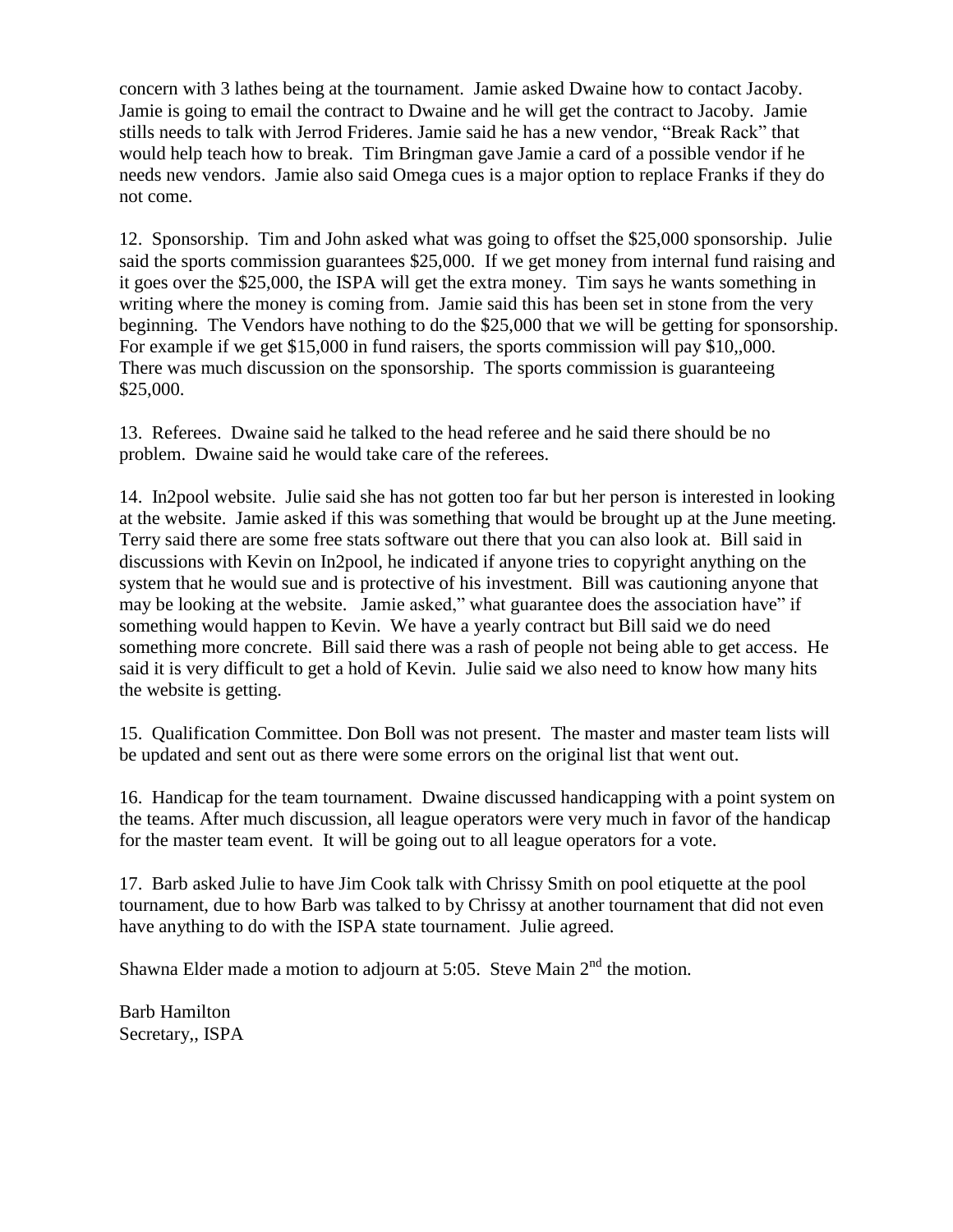concern with 3 lathes being at the tournament. Jamie asked Dwaine how to contact Jacoby. Jamie is going to email the contract to Dwaine and he will get the contract to Jacoby. Jamie stills needs to talk with Jerrod Frideres. Jamie said he has a new vendor, "Break Rack" that would help teach how to break. Tim Bringman gave Jamie a card of a possible vendor if he needs new vendors. Jamie also said Omega cues is a major option to replace Franks if they do not come.

12. Sponsorship. Tim and John asked what was going to offset the $25,000 sponsorship. Julie said the sports commission guarantees $25,000. If we get money from internal fund raising and it goes over the $25,000, the ISPA will get the extra money. Tim says he wants something in writing where the money is coming from. Jamie said this has been set in stone from the very beginning. The Vendors have nothing to do the $25,000 that we will be getting for sponsorship. For example if we get $15,000 in fund raisers, the sports commission will pay $10,,000. There was much discussion on the sponsorship. The sports commission is guaranteeing $25,000.

13. Referees. Dwaine said he talked to the head referee and he said there should be no problem. Dwaine said he would take care of the referees.

14. In2pool website. Julie said she has not gotten too far but her person is interested in looking at the website. Jamie asked if this was something that would be brought up at the June meeting. Terry said there are some free stats software out there that you can also look at. Bill said in discussions with Kevin on In2pool, he indicated if anyone tries to copyright anything on the system that he would sue and is protective of his investment. Bill was cautioning anyone that may be looking at the website. Jamie asked," what guarantee does the association have" if something would happen to Kevin. We have a yearly contract but Bill said we do need something more concrete. Bill said there was a rash of people not being able to get access. He said it is very difficult to get a hold of Kevin. Julie said we also need to know how many hits the website is getting.

15. Qualification Committee. Don Boll was not present. The master and master team lists will be updated and sent out as there were some errors on the original list that went out.

16. Handicap for the team tournament. Dwaine discussed handicapping with a point system on the teams. After much discussion, all league operators were very much in favor of the handicap for the master team event. It will be going out to all league operators for a vote.

17. Barb asked Julie to have Jim Cook talk with Chrissy Smith on pool etiquette at the pool tournament, due to how Barb was talked to by Chrissy at another tournament that did not even have anything to do with the ISPA state tournament. Julie agreed.

Shawna Elder made a motion to adjourn at 5:05. Steve Main 2nd the motion.

Barb Hamilton
Secretary,, ISPA